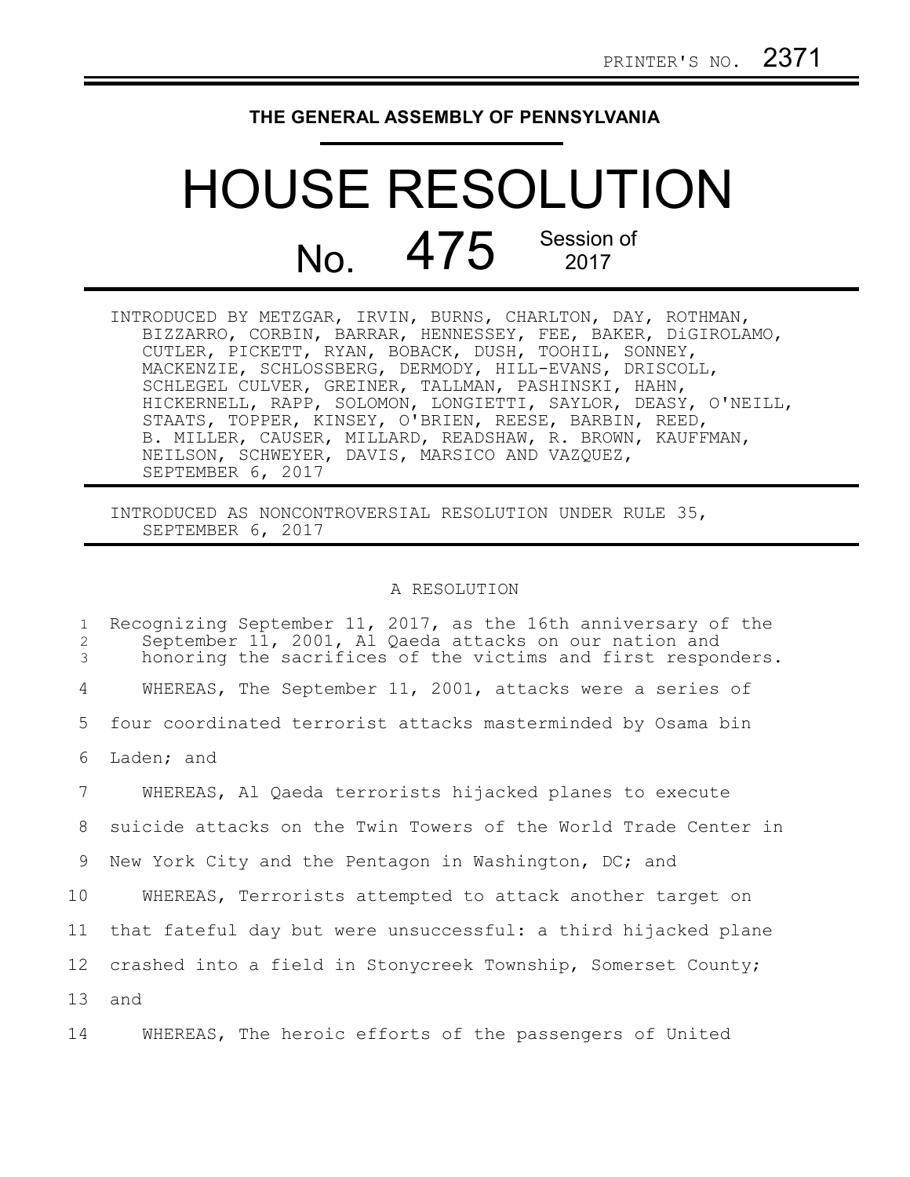PRINTER'S NO. 2371

**THE GENERAL ASSEMBLY OF PENNSYLVANIA**

# HOUSE RESOLUTION

## No. 475 Session of 2017

INTRODUCED BY METZGAR, IRVIN, BURNS, CHARLTON, DAY, ROTHMAN, BIZZARRO, CORBIN, BARRAR, HENNESSEY, FEE, BAKER, DiGIROLAMO, CUTLER, PICKETT, RYAN, BOBACK, DUSH, TOOHIL, SONNEY, MACKENZIE, SCHLOSSBERG, DERMODY, HILL-EVANS, DRISCOLL, SCHLEGEL CULVER, GREINER, TALLMAN, PASHINSKI, HAHN, HICKERNELL, RAPP, SOLOMON, LONGIETTI, SAYLOR, DEASY, O'NEILL, STAATS, TOPPER, KINSEY, O'BRIEN, REESE, BARBIN, REED, B. MILLER, CAUSER, MILLARD, READSHAW, R. BROWN, KAUFFMAN, NEILSON, SCHWEYER, DAVIS, MARSICO AND VAZQUEZ, SEPTEMBER 6, 2017

INTRODUCED AS NONCONTROVERSIAL RESOLUTION UNDER RULE 35, SEPTEMBER 6, 2017

A RESOLUTION

1 Recognizing September 11, 2017, as the 16th anniversary of the
2 September 11, 2001, Al Qaeda attacks on our nation and
3 honoring the sacrifices of the victims and first responders.

4 WHEREAS, The September 11, 2001, attacks were a series of
5 four coordinated terrorist attacks masterminded by Osama bin
6 Laden; and

7 WHEREAS, Al Qaeda terrorists hijacked planes to execute
8 suicide attacks on the Twin Towers of the World Trade Center in
9 New York City and the Pentagon in Washington, DC; and

10 WHEREAS, Terrorists attempted to attack another target on
11 that fateful day but were unsuccessful: a third hijacked plane
12 crashed into a field in Stonycreek Township, Somerset County;
13 and

14 WHEREAS, The heroic efforts of the passengers of United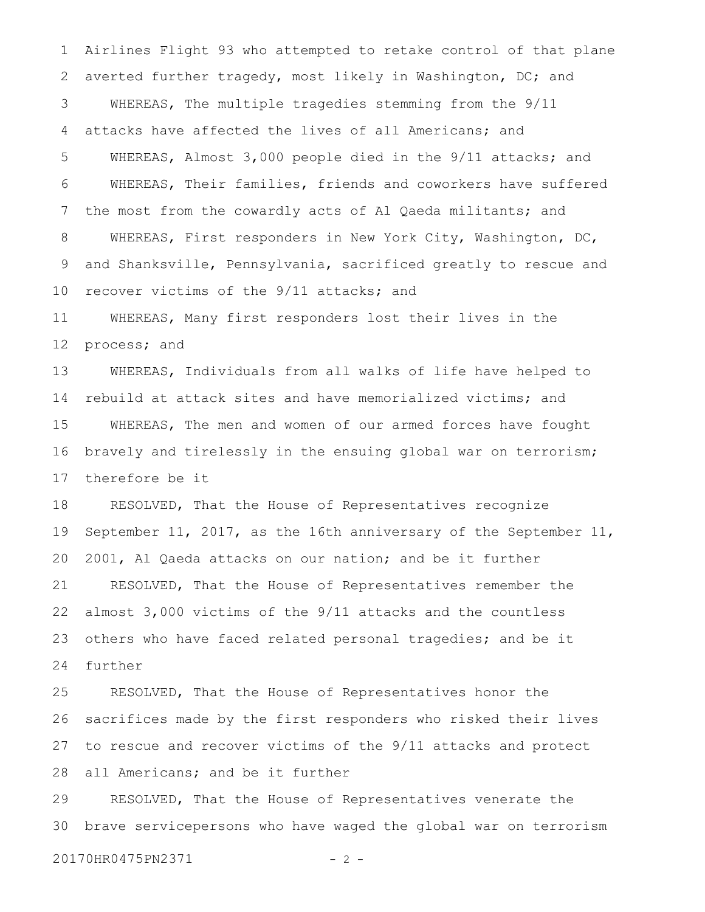Airlines Flight 93 who attempted to retake control of that plane averted further tragedy, most likely in Washington, DC; and

WHEREAS, The multiple tragedies stemming from the 9/11 attacks have affected the lives of all Americans; and

WHEREAS, Almost 3,000 people died in the 9/11 attacks; and

WHEREAS, Their families, friends and coworkers have suffered the most from the cowardly acts of Al Qaeda militants; and

WHEREAS, First responders in New York City, Washington, DC, and Shanksville, Pennsylvania, sacrificed greatly to rescue and recover victims of the 9/11 attacks; and

WHEREAS, Many first responders lost their lives in the process; and

WHEREAS, Individuals from all walks of life have helped to rebuild at attack sites and have memorialized victims; and

WHEREAS, The men and women of our armed forces have fought bravely and tirelessly in the ensuing global war on terrorism; therefore be it

RESOLVED, That the House of Representatives recognize September 11, 2017, as the 16th anniversary of the September 11, 2001, Al Qaeda attacks on our nation; and be it further

RESOLVED, That the House of Representatives remember the almost 3,000 victims of the 9/11 attacks and the countless others who have faced related personal tragedies; and be it further

RESOLVED, That the House of Representatives honor the sacrifices made by the first responders who risked their lives to rescue and recover victims of the 9/11 attacks and protect all Americans; and be it further

RESOLVED, That the House of Representatives venerate the brave servicepersons who have waged the global war on terrorism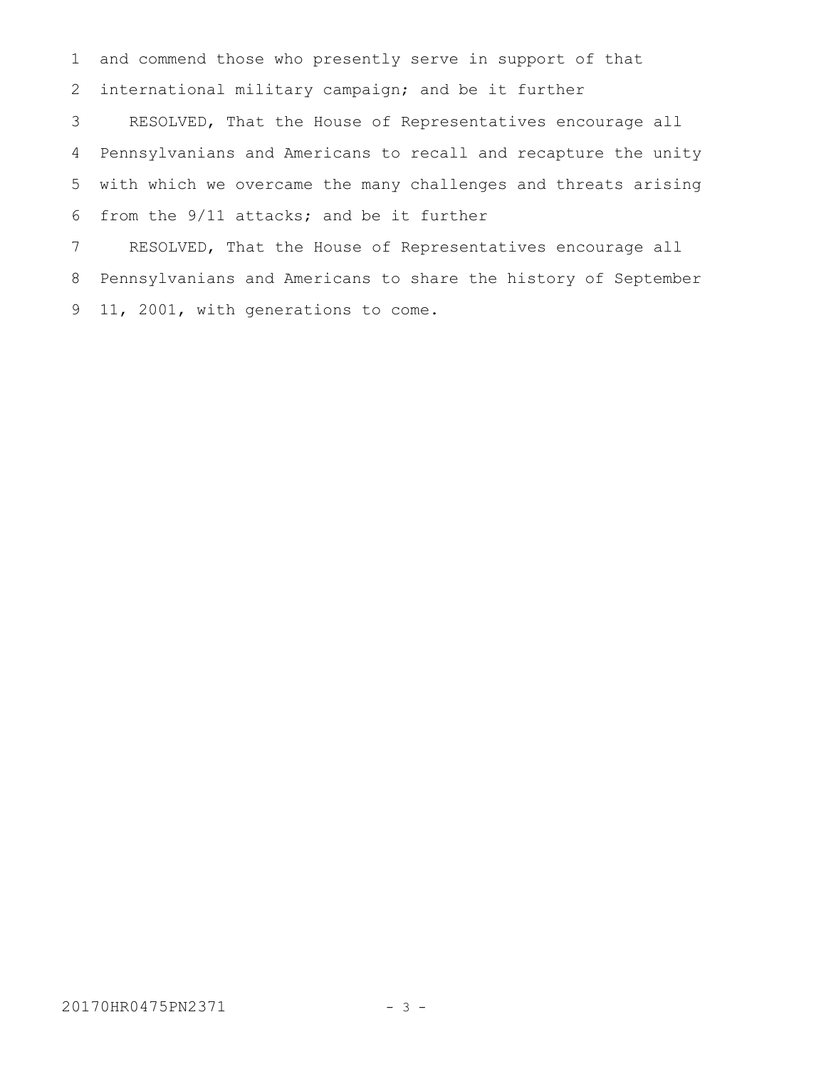and commend those who presently serve in support of that international military campaign; and be it further

RESOLVED, That the House of Representatives encourage all Pennsylvanians and Americans to recall and recapture the unity with which we overcame the many challenges and threats arising from the 9/11 attacks; and be it further

RESOLVED, That the House of Representatives encourage all Pennsylvanians and Americans to share the history of September 11, 2001, with generations to come.